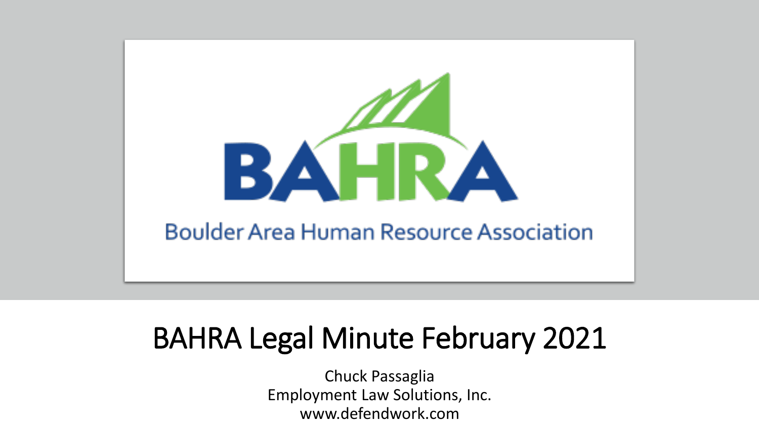BAHRA

Boulder Area Human Resource Association

# BAHRA Legal Minute February 2021

Chuck Passaglia
Employment Law Solutions, Inc.
www.defendwork.com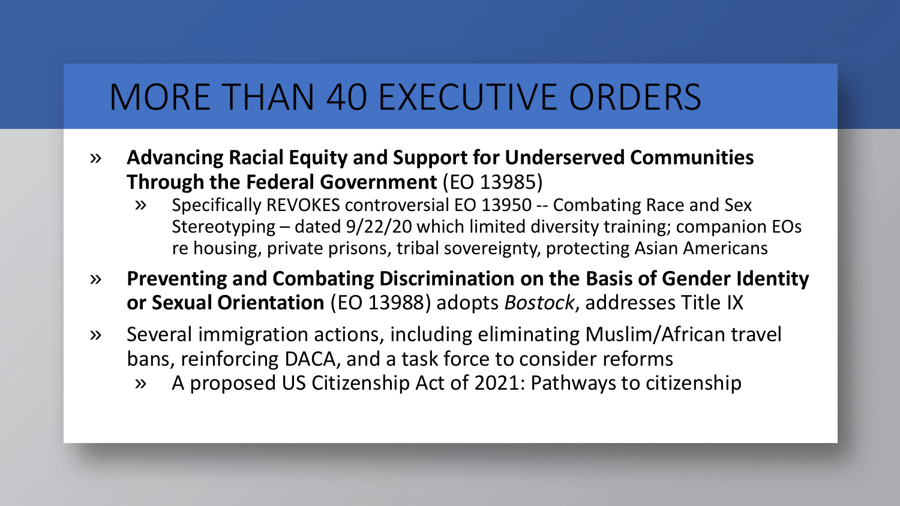# MORE THAN 40 EXECUTIVE ORDERS

- **Advancing Racial Equity and Support for Underserved Communities Through the Federal Government** (EO 13985)
  - Specifically REVOKES controversial EO 13950 -- Combating Race and Sex Stereotyping – dated 9/22/20 which limited diversity training; companion EOs re housing, private prisons, tribal sovereignty, protecting Asian Americans
- **Preventing and Combating Discrimination on the Basis of Gender Identity or Sexual Orientation** (EO 13988) adopts *Bostock*, addresses Title IX
- Several immigration actions, including eliminating Muslim/African travel bans, reinforcing DACA, and a task force to consider reforms
  - A proposed US Citizenship Act of 2021: Pathways to citizenship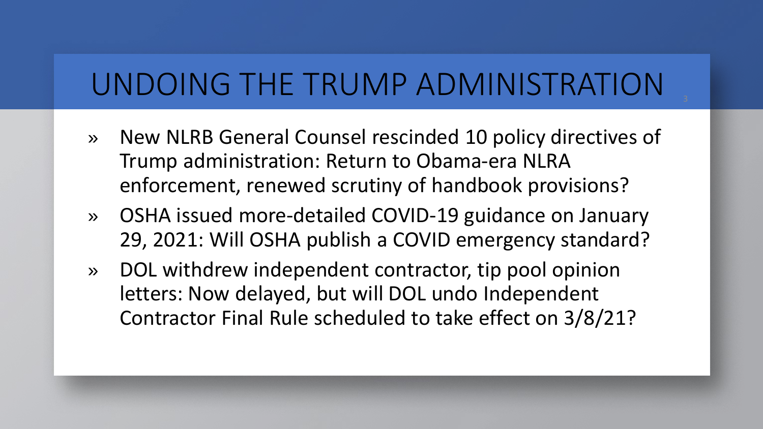# UNDOING THE TRUMP ADMINISTRATION

- New NLRB General Counsel rescinded 10 policy directives of Trump administration: Return to Obama-era NLRA enforcement, renewed scrutiny of handbook provisions?
- OSHA issued more-detailed COVID-19 guidance on January 29, 2021: Will OSHA publish a COVID emergency standard?
- DOL withdrew independent contractor, tip pool opinion letters: Now delayed, but will DOL undo Independent Contractor Final Rule scheduled to take effect on 3/8/21?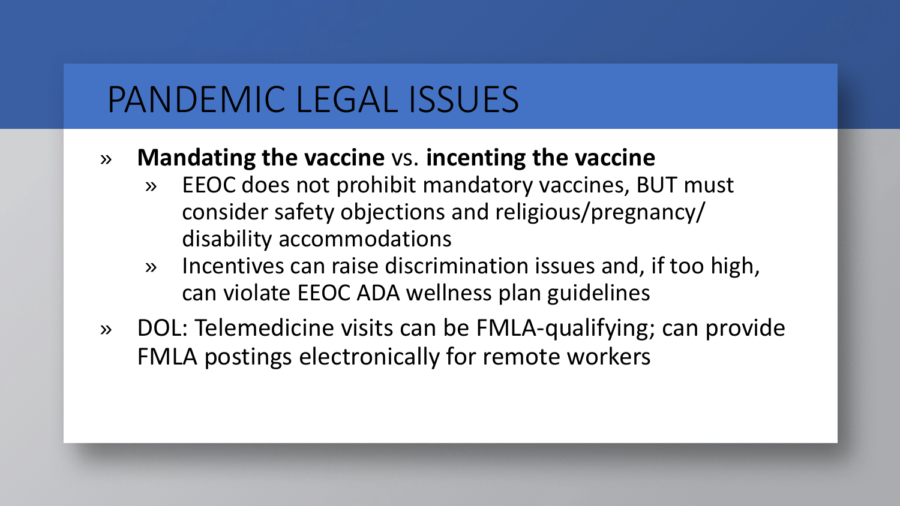# PANDEMIC LEGAL ISSUES

- **Mandating the vaccine** vs. **incenting the vaccine**
  - EEOC does not prohibit mandatory vaccines, BUT must consider safety objections and religious/pregnancy/ disability accommodations
  - Incentives can raise discrimination issues and, if too high, can violate EEOC ADA wellness plan guidelines
- DOL: Telemedicine visits can be FMLA-qualifying; can provide FMLA postings electronically for remote workers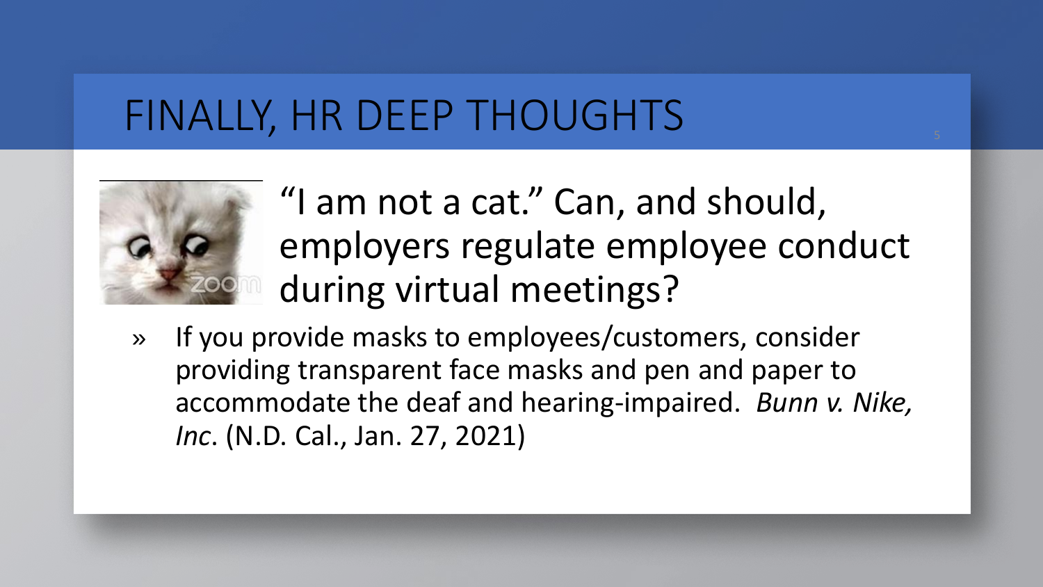# FINALLY, HR DEEP THOUGHTS

"I am not a cat." Can, and should, employers regulate employee conduct during virtual meetings?

- If you provide masks to employees/customers, consider providing transparent face masks and pen and paper to accommodate the deaf and hearing-impaired. *Bunn v. Nike, Inc*. (N.D. Cal., Jan. 27, 2021)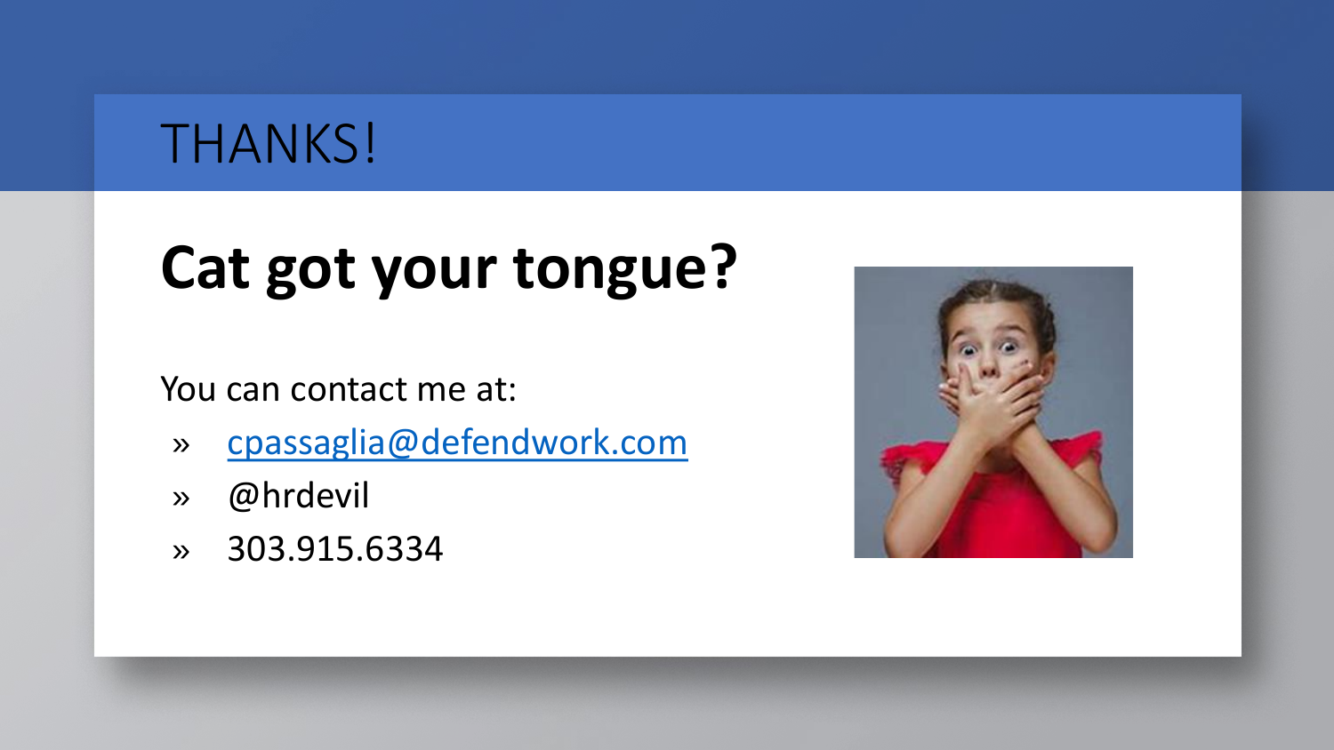# THANKS!

## Cat got your tongue?

You can contact me at:

» cpassaglia@defendwork.com
» @hrdevil
» 303.915.6334